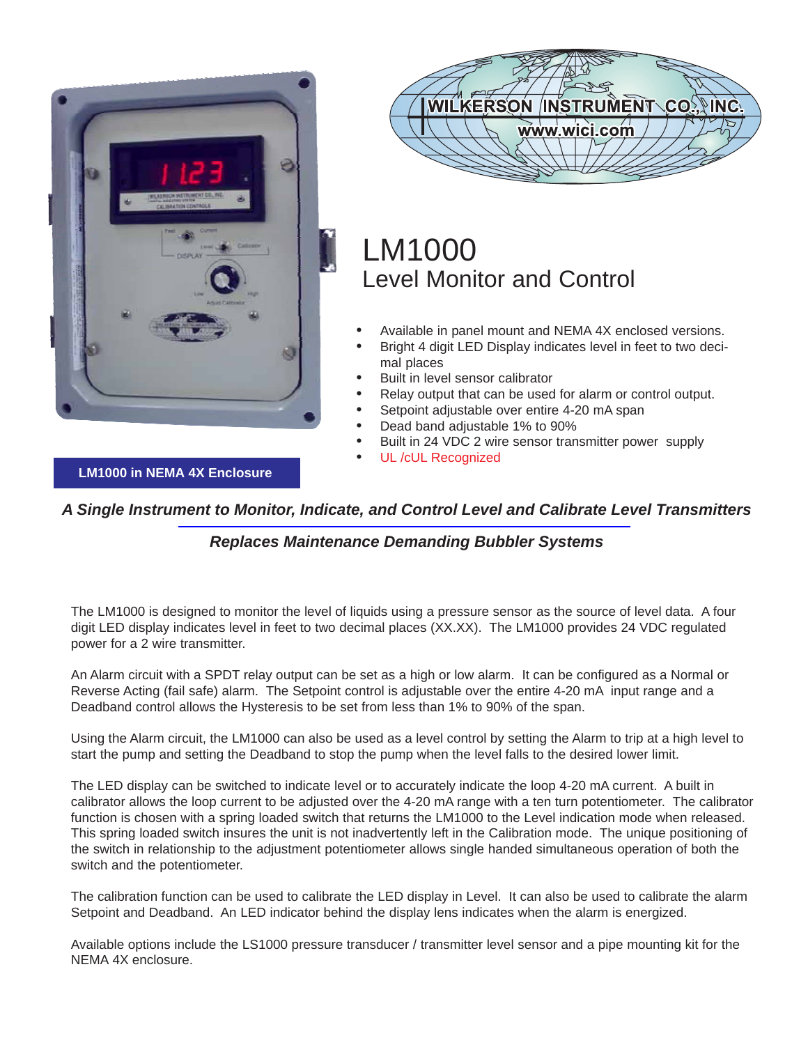WILKERSON INSTRUMENT CO., INC.
www.wici.com

# LM1000
## Level Monitor and Control

- Available in panel mount and NEMA 4X enclosed versions.
- Bright 4 digit LED Display indicates level in feet to two decimal places
- Built in level sensor calibrator
- Relay output that can be used for alarm or control output.
- Setpoint adjustable over entire 4-20 mA span
- Dead band adjustable 1% to 90%
- Built in 24 VDC 2 wire sensor transmitter power supply
- UL /cUL Recognized

**LM1000 in NEMA 4X Enclosure**

***A Single Instrument to Monitor, Indicate, and Control Level and Calibrate Level Transmitters***

***Replaces Maintenance Demanding Bubbler Systems***

The LM1000 is designed to monitor the level of liquids using a pressure sensor as the source of level data. A four digit LED display indicates level in feet to two decimal places (XX.XX). The LM1000 provides 24 VDC regulated power for a 2 wire transmitter.

An Alarm circuit with a SPDT relay output can be set as a high or low alarm. It can be configured as a Normal or Reverse Acting (fail safe) alarm. The Setpoint control is adjustable over the entire 4-20 mA input range and a Deadband control allows the Hysteresis to be set from less than 1% to 90% of the span.

Using the Alarm circuit, the LM1000 can also be used as a level control by setting the Alarm to trip at a high level to start the pump and setting the Deadband to stop the pump when the level falls to the desired lower limit.

The LED display can be switched to indicate level or to accurately indicate the loop 4-20 mA current. A built in calibrator allows the loop current to be adjusted over the 4-20 mA range with a ten turn potentiometer. The calibrator function is chosen with a spring loaded switch that returns the LM1000 to the Level indication mode when released. This spring loaded switch insures the unit is not inadvertently left in the Calibration mode. The unique positioning of the switch in relationship to the adjustment potentiometer allows single handed simultaneous operation of both the switch and the potentiometer.

The calibration function can be used to calibrate the LED display in Level. It can also be used to calibrate the alarm Setpoint and Deadband. An LED indicator behind the display lens indicates when the alarm is energized.

Available options include the LS1000 pressure transducer / transmitter level sensor and a pipe mounting kit for the NEMA 4X enclosure.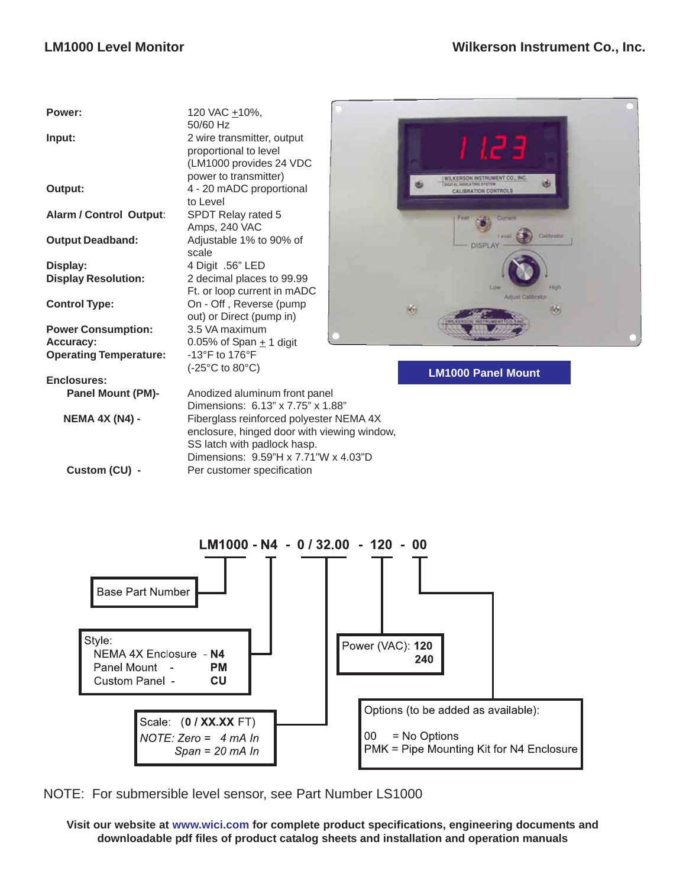| | |
|---|---|
| **Power:** | 120 VAC ±10%, 50/60 Hz |
| **Input:** | 2 wire transmitter, output proportional to level (LM1000 provides 24 VDC power to transmitter) |
| **Output:** | 4 - 20 mADC proportional to Level |
| **Alarm / Control Output:** | SPDT Relay rated 5 Amps, 240 VAC |
| **Output Deadband:** | Adjustable 1% to 90% of scale |
| **Display:** | 4 Digit .56" LED |
| **Display Resolution:** | 2 decimal places to 99.99 Ft. or loop current in mADC |
| **Control Type:** | On - Off , Reverse (pump out) or Direct (pump in) |
| **Power Consumption:** | 3.5 VA maximum |
| **Accuracy:** | 0.05% of Span ± 1 digit |
| **Operating Temperature:** | -13°F to 176°F (-25°C to 80°C) |
| **Enclosures:** | |
| **Panel Mount (PM)-** | Anodized aluminum front panel Dimensions: 6.13" x 7.75" x 1.88" |
| **NEMA 4X (N4) -** | Fiberglass reinforced polyester NEMA 4X enclosure, hinged door with viewing window, SS latch with padlock hasp. Dimensions: 9.59"H x 7.71"W x 4.03"D |
| **Custom (CU) -** | Per customer specification |

**LM1000 Panel Mount**

**LM1000 - N4 - 0 / 32.00 - 120 - 00**

Base Part Number

Style:
- NEMA 4X Enclosure - **N4**
- Panel Mount - **PM**
- Custom Panel - **CU**

Scale: (**0 / XX.XX** FT)
*NOTE: Zero = 4 mA In*
*Span = 20 mA In*

Power (VAC): **120**
**240**

Options (to be added as available):
- 00 = No Options
- PMK = Pipe Mounting Kit for N4 Enclosure

NOTE: For submersible level sensor, see Part Number LS1000

**Visit our website at www.wici.com for complete product specifications, engineering documents and downloadable pdf files of product catalog sheets and installation and operation manuals**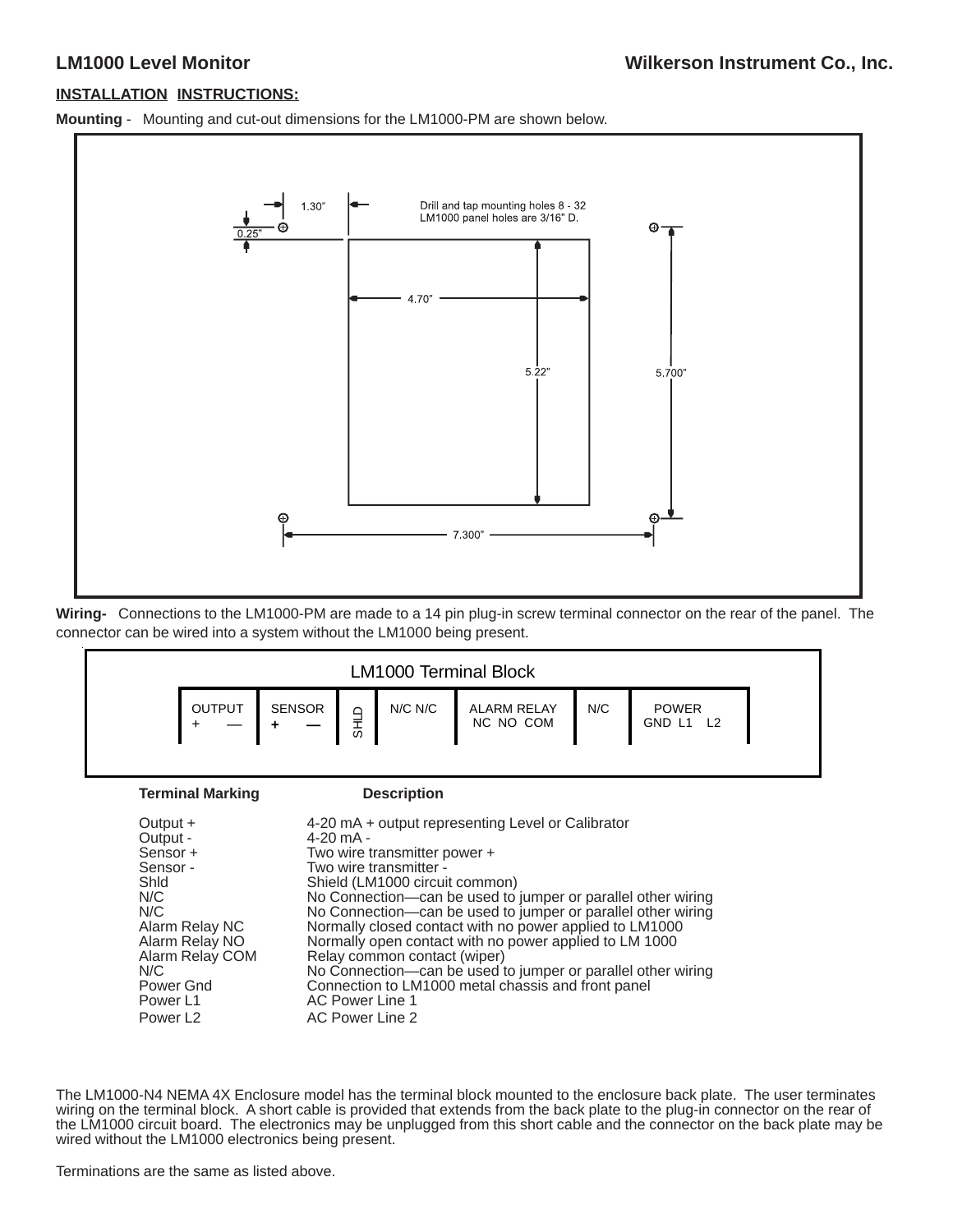**LM1000 Level Monitor** **Wilkerson Instrument Co., Inc.**

## INSTALLATION INSTRUCTIONS:

**Mounting** - Mounting and cut-out dimensions for the LM1000-PM are shown below.

1.30"

0.25"

Drill and tap mounting holes 8 - 32
LM1000 panel holes are 3/16" D.

4.70"

5.22"

5.700"

7.300"

**Wiring-** Connections to the LM1000-PM are made to a 14 pin plug-in screw terminal connector on the rear of the panel. The connector can be wired into a system without the LM1000 being present.

LM1000 Terminal Block

OUTPUT + —

SENSOR + —

SHLD

N/C N/C

ALARM RELAY NC NO COM

N/C

POWER GND L1 L2

| Terminal Marking | Description |
|---|---|
| Output + | 4-20 mA + output representing Level or Calibrator |
| Output - | 4-20 mA - |
| Sensor + | Two wire transmitter power + |
| Sensor - | Two wire transmitter - |
| Shld | Shield (LM1000 circuit common) |
| N/C | No Connection—can be used to jumper or parallel other wiring |
| N/C | No Connection—can be used to jumper or parallel other wiring |
| Alarm Relay NC | Normally closed contact with no power applied to LM1000 |
| Alarm Relay NO | Normally open contact with no power applied to LM 1000 |
| Alarm Relay COM | Relay common contact (wiper) |
| N/C | No Connection—can be used to jumper or parallel other wiring |
| Power Gnd | Connection to LM1000 metal chassis and front panel |
| Power L1 | AC Power Line 1 |
| Power L2 | AC Power Line 2 |

The LM1000-N4 NEMA 4X Enclosure model has the terminal block mounted to the enclosure back plate. The user terminates wiring on the terminal block. A short cable is provided that extends from the back plate to the plug-in connector on the rear of the LM1000 circuit board. The electronics may be unplugged from this short cable and the connector on the back plate may be wired without the LM1000 electronics being present.

Terminations are the same as listed above.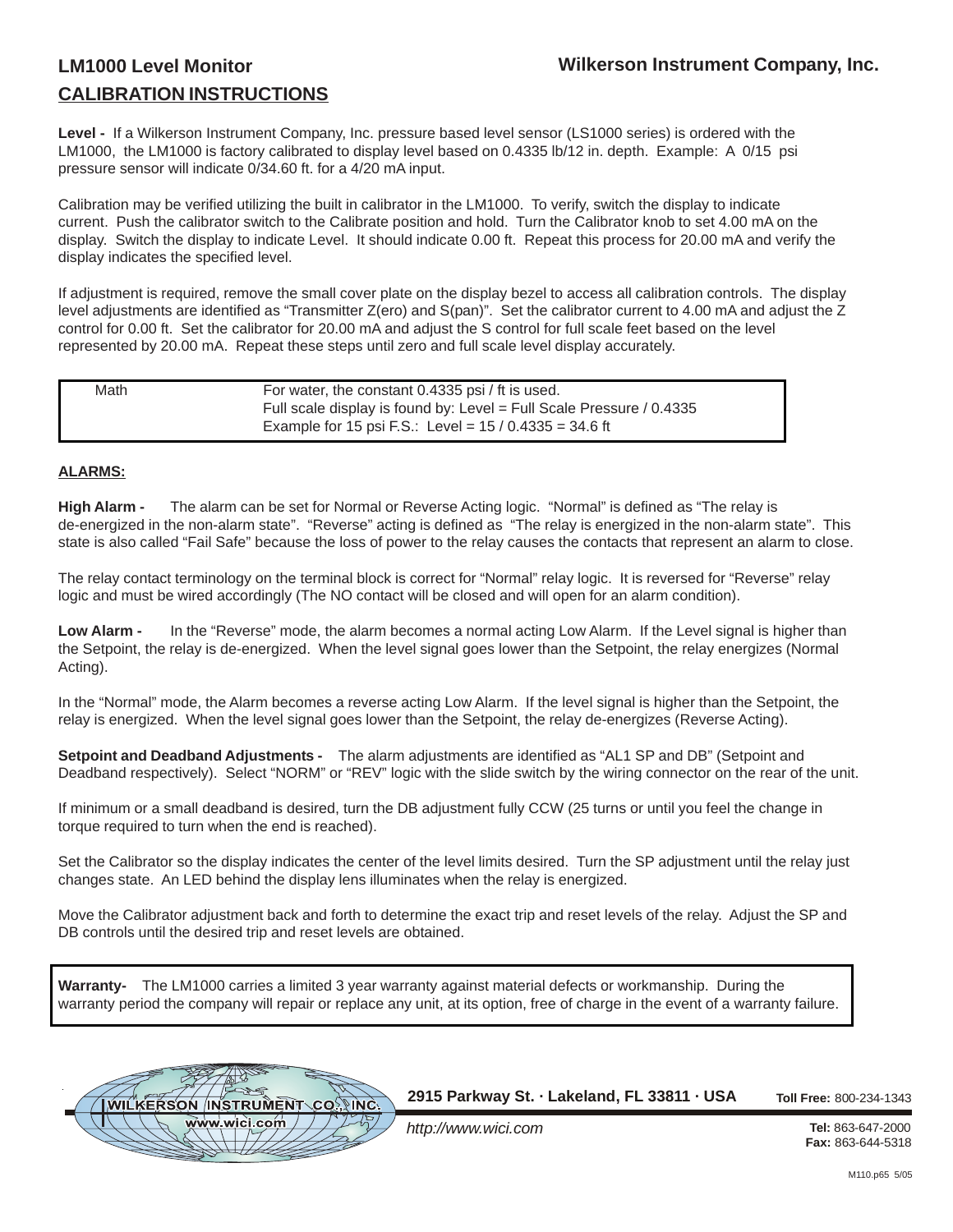# LM1000 Level Monitor

Wilkerson Instrument Company, Inc.

## CALIBRATION INSTRUCTIONS

**Level -** If a Wilkerson Instrument Company, Inc. pressure based level sensor (LS1000 series) is ordered with the LM1000, the LM1000 is factory calibrated to display level based on 0.4335 lb/12 in. depth. Example: A 0/15 psi pressure sensor will indicate 0/34.60 ft. for a 4/20 mA input.

Calibration may be verified utilizing the built in calibrator in the LM1000. To verify, switch the display to indicate current. Push the calibrator switch to the Calibrate position and hold. Turn the Calibrator knob to set 4.00 mA on the display. Switch the display to indicate Level. It should indicate 0.00 ft. Repeat this process for 20.00 mA and verify the display indicates the specified level.

If adjustment is required, remove the small cover plate on the display bezel to access all calibration controls. The display level adjustments are identified as "Transmitter Z(ero) and S(pan)". Set the calibrator current to 4.00 mA and adjust the Z control for 0.00 ft. Set the calibrator for 20.00 mA and adjust the S control for full scale feet based on the level represented by 20.00 mA. Repeat these steps until zero and full scale level display accurately.

| | |
|---|---|
| Math | For water, the constant 0.4335 psi / ft is used.<br>Full scale display is found by: Level = Full Scale Pressure / 0.4335<br>Example for 15 psi F.S.: Level = 15 / 0.4335 = 34.6 ft |

## ALARMS:

**High Alarm -** The alarm can be set for Normal or Reverse Acting logic. "Normal" is defined as "The relay is de-energized in the non-alarm state". "Reverse" acting is defined as "The relay is energized in the non-alarm state". This state is also called "Fail Safe" because the loss of power to the relay causes the contacts that represent an alarm to close.

The relay contact terminology on the terminal block is correct for "Normal" relay logic. It is reversed for "Reverse" relay logic and must be wired accordingly (The NO contact will be closed and will open for an alarm condition).

**Low Alarm -** In the "Reverse" mode, the alarm becomes a normal acting Low Alarm. If the Level signal is higher than the Setpoint, the relay is de-energized. When the level signal goes lower than the Setpoint, the relay energizes (Normal Acting).

In the "Normal" mode, the Alarm becomes a reverse acting Low Alarm. If the level signal is higher than the Setpoint, the relay is energized. When the level signal goes lower than the Setpoint, the relay de-energizes (Reverse Acting).

**Setpoint and Deadband Adjustments -** The alarm adjustments are identified as "AL1 SP and DB" (Setpoint and Deadband respectively). Select "NORM" or "REV" logic with the slide switch by the wiring connector on the rear of the unit.

If minimum or a small deadband is desired, turn the DB adjustment fully CCW (25 turns or until you feel the change in torque required to turn when the end is reached).

Set the Calibrator so the display indicates the center of the level limits desired. Turn the SP adjustment until the relay just changes state. An LED behind the display lens illuminates when the relay is energized.

Move the Calibrator adjustment back and forth to determine the exact trip and reset levels of the relay. Adjust the SP and DB controls until the desired trip and reset levels are obtained.

**Warranty-** The LM1000 carries a limited 3 year warranty against material defects or workmanship. During the warranty period the company will repair or replace any unit, at its option, free of charge in the event of a warranty failure.

WILKERSON INSTRUMENT CO., INC.
www.wici.com

**2915 Parkway St. · Lakeland, FL 33811 · USA**

*http://www.wici.com*

**Toll Free:** 800-234-1343
**Tel:** 863-647-2000
**Fax:** 863-644-5318

M110.p65 5/05